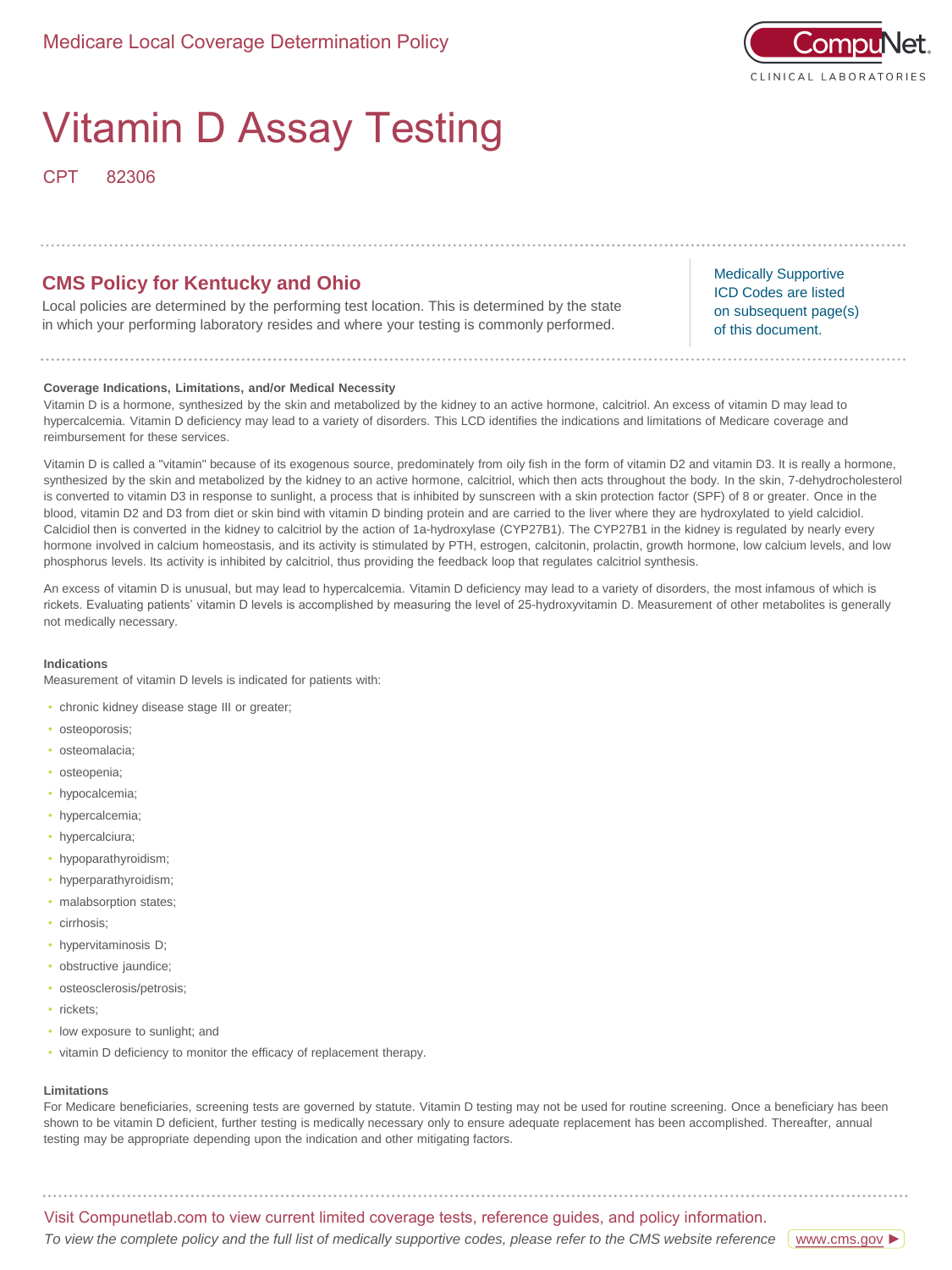Medicare Local Coverage Determination Policy

CompuNet CLINICAL LABORATORIES

# Vitamin D Assay Testing

CPT 82306

## CMS Policy for Kentucky and Ohio

Local policies are determined by the performing test location. This is determined by the state in which your performing laboratory resides and where your testing is commonly performed.

Medically Supportive ICD Codes are listed on subsequent page(s) of this document.

**Coverage Indications, Limitations, and/or Medical Necessity**

Vitamin D is a hormone, synthesized by the skin and metabolized by the kidney to an active hormone, calcitriol. An excess of vitamin D may lead to hypercalcemia. Vitamin D deficiency may lead to a variety of disorders. This LCD identifies the indications and limitations of Medicare coverage and reimbursement for these services.

Vitamin D is called a "vitamin" because of its exogenous source, predominately from oily fish in the form of vitamin D2 and vitamin D3. It is really a hormone, synthesized by the skin and metabolized by the kidney to an active hormone, calcitriol, which then acts throughout the body. In the skin, 7-dehydrocholesterol is converted to vitamin D3 in response to sunlight, a process that is inhibited by sunscreen with a skin protection factor (SPF) of 8 or greater. Once in the blood, vitamin D2 and D3 from diet or skin bind with vitamin D binding protein and are carried to the liver where they are hydroxylated to yield calcidiol. Calcidiol then is converted in the kidney to calcitriol by the action of 1a-hydroxylase (CYP27B1). The CYP27B1 in the kidney is regulated by nearly every hormone involved in calcium homeostasis, and its activity is stimulated by PTH, estrogen, calcitonin, prolactin, growth hormone, low calcium levels, and low phosphorus levels. Its activity is inhibited by calcitriol, thus providing the feedback loop that regulates calcitriol synthesis.

An excess of vitamin D is unusual, but may lead to hypercalcemia. Vitamin D deficiency may lead to a variety of disorders, the most infamous of which is rickets. Evaluating patients' vitamin D levels is accomplished by measuring the level of 25-hydroxyvitamin D. Measurement of other metabolites is generally not medically necessary.

**Indications**

Measurement of vitamin D levels is indicated for patients with:

- chronic kidney disease stage III or greater;
- osteoporosis;
- osteomalacia;
- osteopenia;
- hypocalcemia;
- hypercalcemia;
- hypercalciura;
- hypoparathyroidism;
- hyperparathyroidism;
- malabsorption states;
- cirrhosis;
- hypervitaminosis D;
- obstructive jaundice;
- osteosclerosis/petrosis;
- rickets;
- low exposure to sunlight; and
- vitamin D deficiency to monitor the efficacy of replacement therapy.

**Limitations**

For Medicare beneficiaries, screening tests are governed by statute. Vitamin D testing may not be used for routine screening. Once a beneficiary has been shown to be vitamin D deficient, further testing is medically necessary only to ensure adequate replacement has been accomplished. Thereafter, annual testing may be appropriate depending upon the indication and other mitigating factors.

Visit Compunetlab.com to view current limited coverage tests, reference guides, and policy information.

*To view the complete policy and the full list of medically supportive codes, please refer to the CMS website reference* www.cms.gov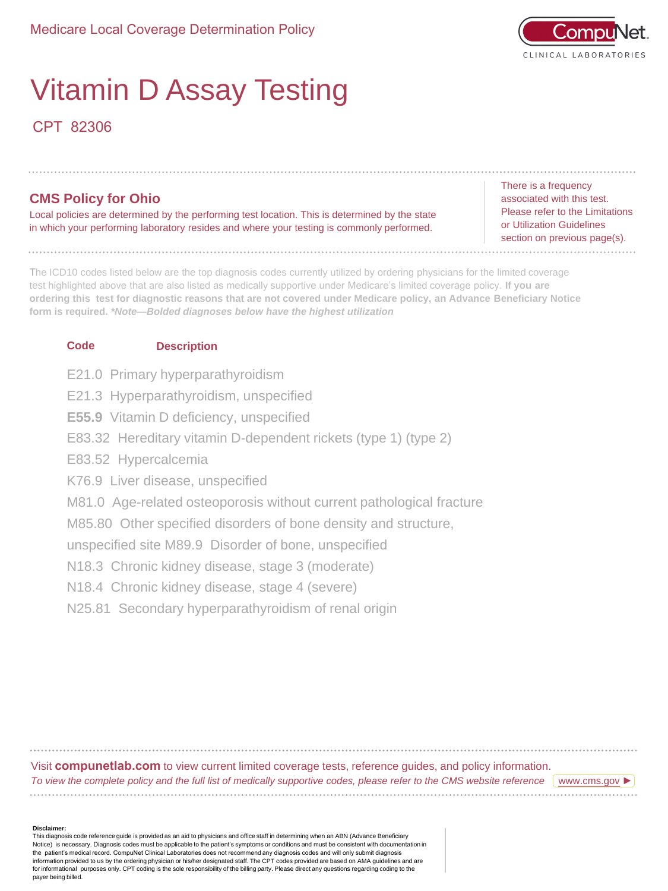Medicare Local Coverage Determination Policy

CompuNet. CLINICAL LABORATORIES

# Vitamin D Assay Testing

CPT 82306

## CMS Policy for Ohio

Local policies are determined by the performing test location. This is determined by the state in which your performing laboratory resides and where your testing is commonly performed.

There is a frequency associated with this test. Please refer to the Limitations or Utilization Guidelines section on previous page(s).

The ICD10 codes listed below are the top diagnosis codes currently utilized by ordering physicians for the limited coverage test highlighted above that are also listed as medically supportive under Medicare's limited coverage policy. **If you are ordering this test for diagnostic reasons that are not covered under Medicare policy, an Advance Beneficiary Notice form is required.** ***Note—Bolded diagnoses below have the highest utilization***

| Code | Description |
| --- | --- |
| E21.0 | Primary hyperparathyroidism |
| E21.3 | Hyperparathyroidism, unspecified |
| **E55.9** | Vitamin D deficiency, unspecified |
| E83.32 | Hereditary vitamin D-dependent rickets (type 1) (type 2) |
| E83.52 | Hypercalcemia |
| K76.9 | Liver disease, unspecified |
| M81.0 | Age-related osteoporosis without current pathological fracture |
| M85.80 | Other specified disorders of bone density and structure, unspecified site |
| M89.9 | Disorder of bone, unspecified |
| N18.3 | Chronic kidney disease, stage 3 (moderate) |
| N18.4 | Chronic kidney disease, stage 4 (severe) |
| N25.81 | Secondary hyperparathyroidism of renal origin |

Visit **compunetlab.com** to view current limited coverage tests, reference guides, and policy information.

*To view the complete policy and the full list of medically supportive codes, please refer to the CMS website reference* www.cms.gov ►

**Disclaimer:**
This diagnosis code reference guide is provided as an aid to physicians and office staff in determining when an ABN (Advance Beneficiary Notice) is necessary. Diagnosis codes must be applicable to the patient's symptoms or conditions and must be consistent with documentation in the patient's medical record. CompuNet Clinical Laboratories does not recommend any diagnosis codes and will only submit diagnosis information provided to us by the ordering physician or his/her designated staff. The CPT codes provided are based on AMA guidelines and are for informational purposes only. CPT coding is the sole responsibility of the billing party. Please direct any questions regarding coding to the payer being billed.